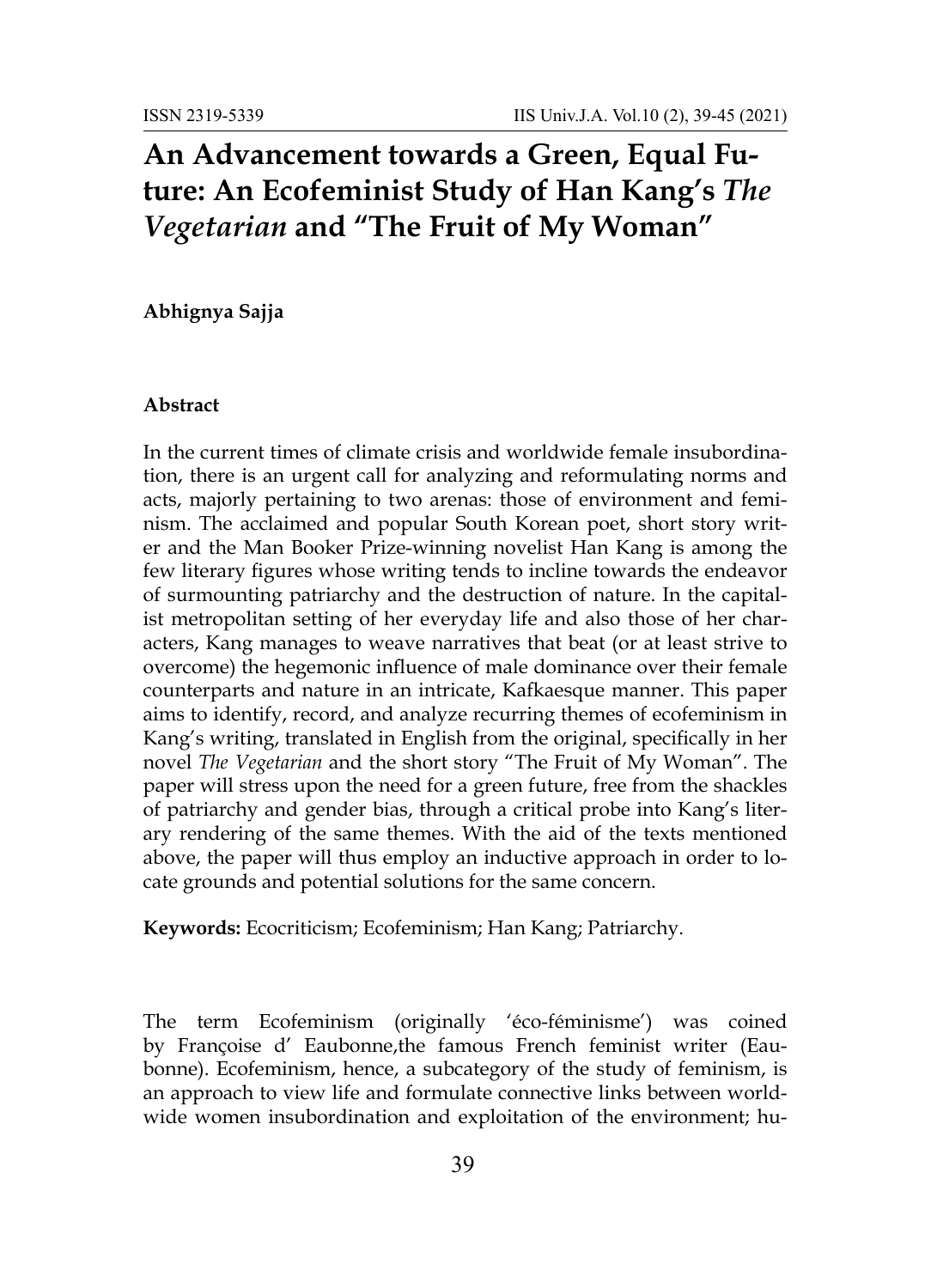# An Advancement towards a Green, Equal Future: An Ecofeminist Study of Han Kang's *The Vegetarian* and "The Fruit of My Woman"

**Abhignya Sajja**

### Abstract

In the current times of climate crisis and worldwide female insubordination, there is an urgent call for analyzing and reformulating norms and acts, majorly pertaining to two arenas: those of environment and feminism. The acclaimed and popular South Korean poet, short story writer and the Man Booker Prize-winning novelist Han Kang is among the few literary figures whose writing tends to incline towards the endeavor of surmounting patriarchy and the destruction of nature. In the capitalist metropolitan setting of her everyday life and also those of her characters, Kang manages to weave narratives that beat (or at least strive to overcome) the hegemonic influence of male dominance over their female counterparts and nature in an intricate, Kafkaesque manner. This paper aims to identify, record, and analyze recurring themes of ecofeminism in Kang's writing, translated in English from the original, specifically in her novel *The Vegetarian* and the short story "The Fruit of My Woman". The paper will stress upon the need for a green future, free from the shackles of patriarchy and gender bias, through a critical probe into Kang's literary rendering of the same themes. With the aid of the texts mentioned above, the paper will thus employ an inductive approach in order to locate grounds and potential solutions for the same concern.

**Keywords:** Ecocriticism; Ecofeminism; Han Kang; Patriarchy.

The term Ecofeminism (originally 'éco-féminisme') was coined by Françoise d' Eaubonne,the famous French feminist writer (Eaubonne). Ecofeminism, hence, a subcategory of the study of feminism, is an approach to view life and formulate connective links between worldwide women insubordination and exploitation of the environment; hu-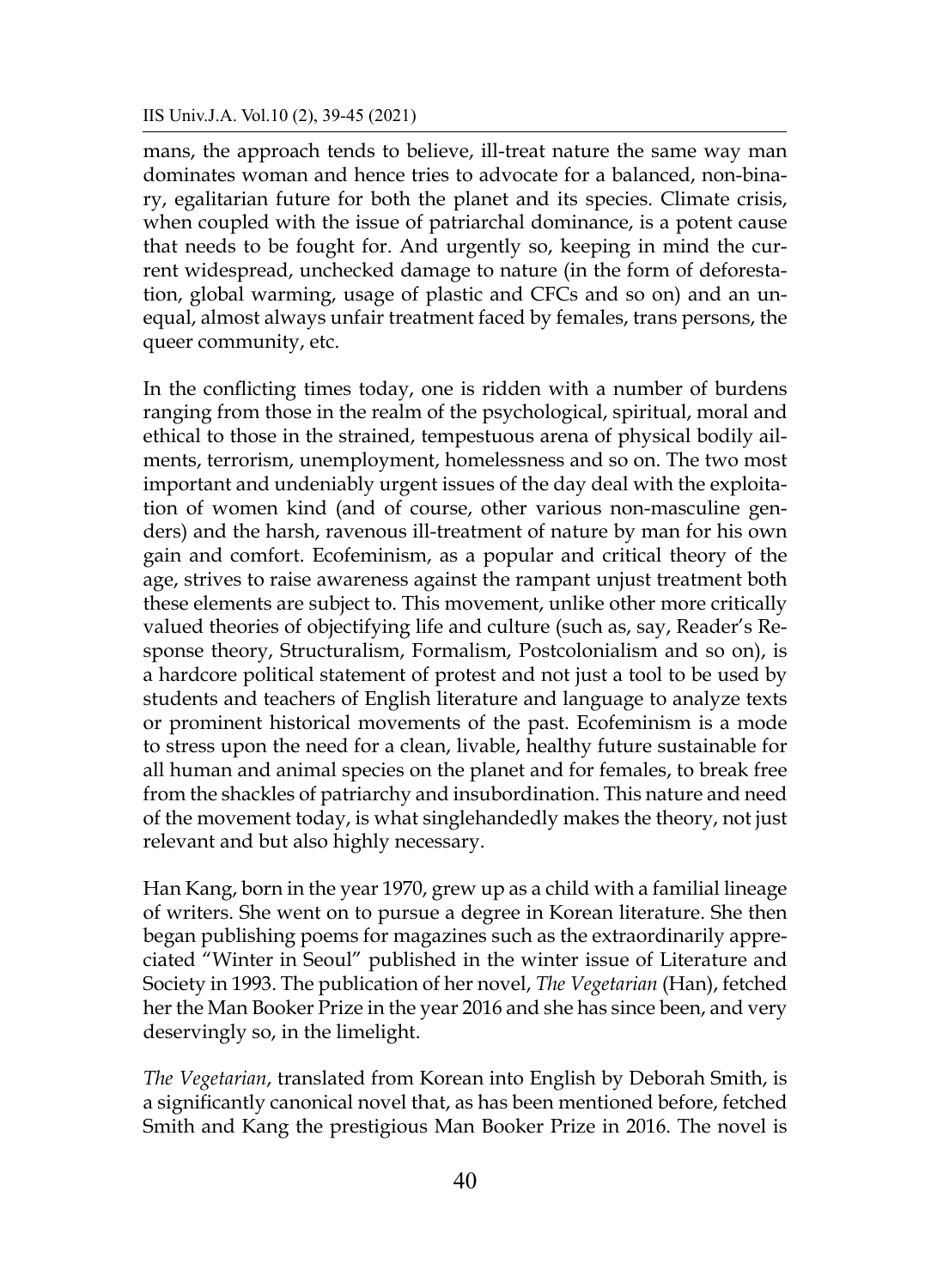mans, the approach tends to believe, ill-treat nature the same way man dominates woman and hence tries to advocate for a balanced, non-binary, egalitarian future for both the planet and its species. Climate crisis, when coupled with the issue of patriarchal dominance, is a potent cause that needs to be fought for. And urgently so, keeping in mind the current widespread, unchecked damage to nature (in the form of deforestation, global warming, usage of plastic and CFCs and so on) and an unequal, almost always unfair treatment faced by females, trans persons, the queer community, etc.

In the conflicting times today, one is ridden with a number of burdens ranging from those in the realm of the psychological, spiritual, moral and ethical to those in the strained, tempestuous arena of physical bodily ailments, terrorism, unemployment, homelessness and so on. The two most important and undeniably urgent issues of the day deal with the exploitation of women kind (and of course, other various non-masculine genders) and the harsh, ravenous ill-treatment of nature by man for his own gain and comfort. Ecofeminism, as a popular and critical theory of the age, strives to raise awareness against the rampant unjust treatment both these elements are subject to. This movement, unlike other more critically valued theories of objectifying life and culture (such as, say, Reader's Response theory, Structuralism, Formalism, Postcolonialism and so on), is a hardcore political statement of protest and not just a tool to be used by students and teachers of English literature and language to analyze texts or prominent historical movements of the past. Ecofeminism is a mode to stress upon the need for a clean, livable, healthy future sustainable for all human and animal species on the planet and for females, to break free from the shackles of patriarchy and insubordination. This nature and need of the movement today, is what singlehandedly makes the theory, not just relevant and but also highly necessary.

Han Kang, born in the year 1970, grew up as a child with a familial lineage of writers. She went on to pursue a degree in Korean literature. She then began publishing poems for magazines such as the extraordinarily appreciated "Winter in Seoul" published in the winter issue of Literature and Society in 1993. The publication of her novel, *The Vegetarian* (Han), fetched her the Man Booker Prize in the year 2016 and she has since been, and very deservingly so, in the limelight.

*The Vegetarian*, translated from Korean into English by Deborah Smith, is a significantly canonical novel that, as has been mentioned before, fetched Smith and Kang the prestigious Man Booker Prize in 2016. The novel is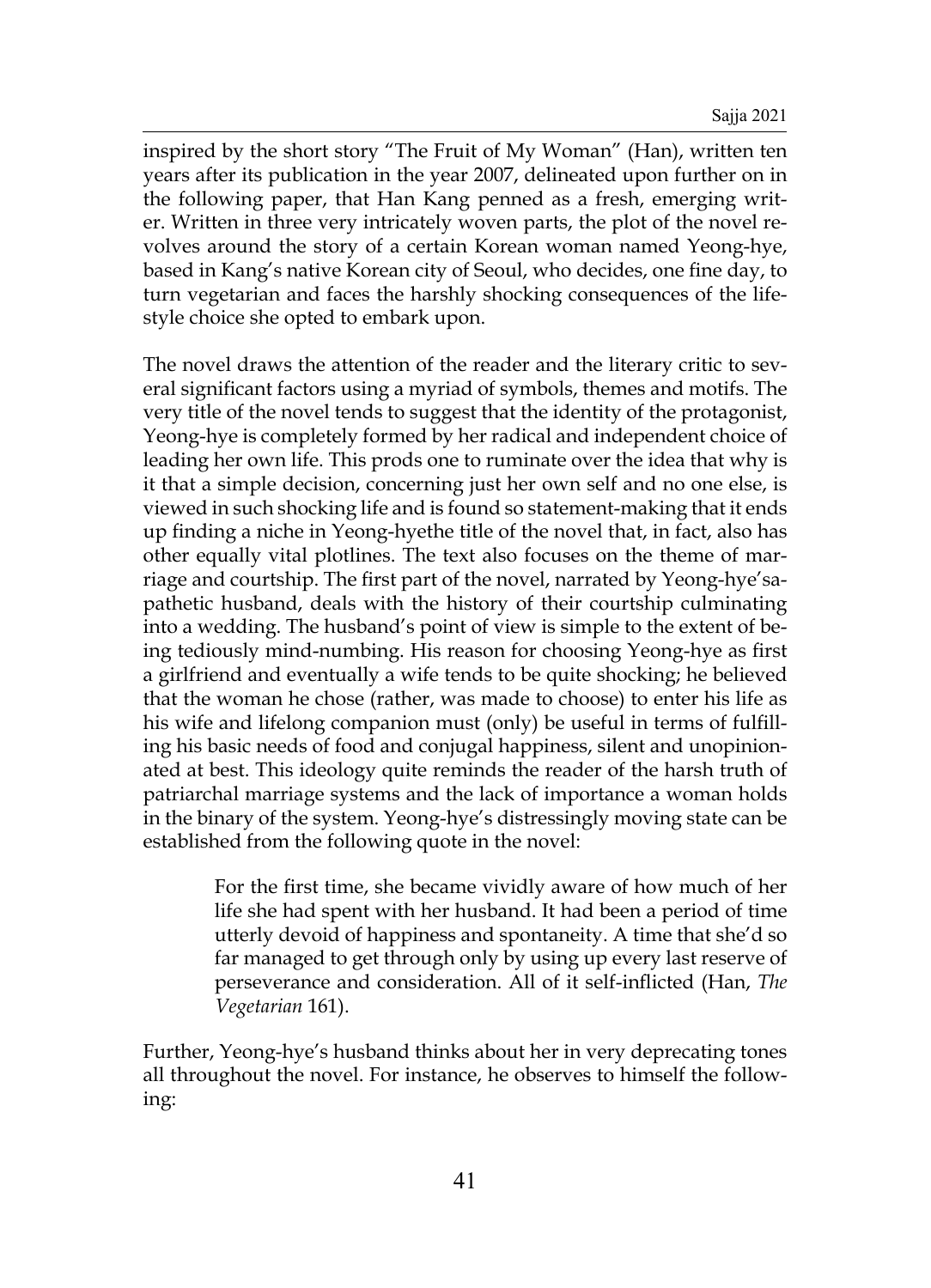inspired by the short story "The Fruit of My Woman" (Han), written ten years after its publication in the year 2007, delineated upon further on in the following paper, that Han Kang penned as a fresh, emerging writer. Written in three very intricately woven parts, the plot of the novel revolves around the story of a certain Korean woman named Yeong-hye, based in Kang's native Korean city of Seoul, who decides, one fine day, to turn vegetarian and faces the harshly shocking consequences of the lifestyle choice she opted to embark upon.

The novel draws the attention of the reader and the literary critic to several significant factors using a myriad of symbols, themes and motifs. The very title of the novel tends to suggest that the identity of the protagonist, Yeong-hye is completely formed by her radical and independent choice of leading her own life. This prods one to ruminate over the idea that why is it that a simple decision, concerning just her own self and no one else, is viewed in such shocking life and is found so statement-making that it ends up finding a niche in Yeong-hyethe title of the novel that, in fact, also has other equally vital plotlines. The text also focuses on the theme of marriage and courtship. The first part of the novel, narrated by Yeong-hye'sapathetic husband, deals with the history of their courtship culminating into a wedding. The husband's point of view is simple to the extent of being tediously mind-numbing. His reason for choosing Yeong-hye as first a girlfriend and eventually a wife tends to be quite shocking; he believed that the woman he chose (rather, was made to choose) to enter his life as his wife and lifelong companion must (only) be useful in terms of fulfilling his basic needs of food and conjugal happiness, silent and unopinionated at best. This ideology quite reminds the reader of the harsh truth of patriarchal marriage systems and the lack of importance a woman holds in the binary of the system. Yeong-hye's distressingly moving state can be established from the following quote in the novel:

> For the first time, she became vividly aware of how much of her life she had spent with her husband. It had been a period of time utterly devoid of happiness and spontaneity. A time that she'd so far managed to get through only by using up every last reserve of perseverance and consideration. All of it self-inflicted (Han, *The Vegetarian* 161).

Further, Yeong-hye's husband thinks about her in very deprecating tones all throughout the novel. For instance, he observes to himself the following: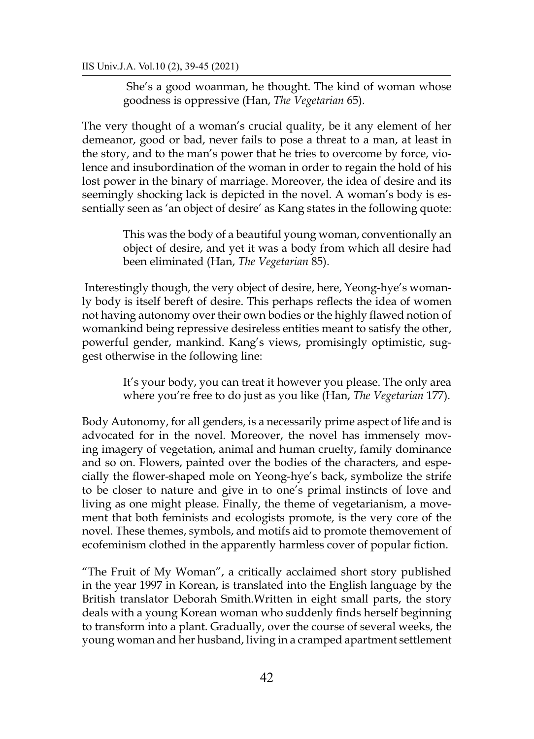> She's a good woanman, he thought. The kind of woman whose goodness is oppressive (Han, *The Vegetarian* 65).

The very thought of a woman's crucial quality, be it any element of her demeanor, good or bad, never fails to pose a threat to a man, at least in the story, and to the man's power that he tries to overcome by force, violence and insubordination of the woman in order to regain the hold of his lost power in the binary of marriage. Moreover, the idea of desire and its seemingly shocking lack is depicted in the novel. A woman's body is essentially seen as 'an object of desire' as Kang states in the following quote:

> This was the body of a beautiful young woman, conventionally an object of desire, and yet it was a body from which all desire had been eliminated (Han, *The Vegetarian* 85).

Interestingly though, the very object of desire, here, Yeong-hye's womanly body is itself bereft of desire. This perhaps reflects the idea of women not having autonomy over their own bodies or the highly flawed notion of womankind being repressive desireless entities meant to satisfy the other, powerful gender, mankind. Kang's views, promisingly optimistic, suggest otherwise in the following line:

> It's your body, you can treat it however you please. The only area where you're free to do just as you like (Han, *The Vegetarian* 177).

Body Autonomy, for all genders, is a necessarily prime aspect of life and is advocated for in the novel. Moreover, the novel has immensely moving imagery of vegetation, animal and human cruelty, family dominance and so on. Flowers, painted over the bodies of the characters, and especially the flower-shaped mole on Yeong-hye's back, symbolize the strife to be closer to nature and give in to one's primal instincts of love and living as one might please. Finally, the theme of vegetarianism, a movement that both feminists and ecologists promote, is the very core of the novel. These themes, symbols, and motifs aid to promote themovement of ecofeminism clothed in the apparently harmless cover of popular fiction.

"The Fruit of My Woman", a critically acclaimed short story published in the year 1997 in Korean, is translated into the English language by the British translator Deborah Smith.Written in eight small parts, the story deals with a young Korean woman who suddenly finds herself beginning to transform into a plant. Gradually, over the course of several weeks, the young woman and her husband, living in a cramped apartment settlement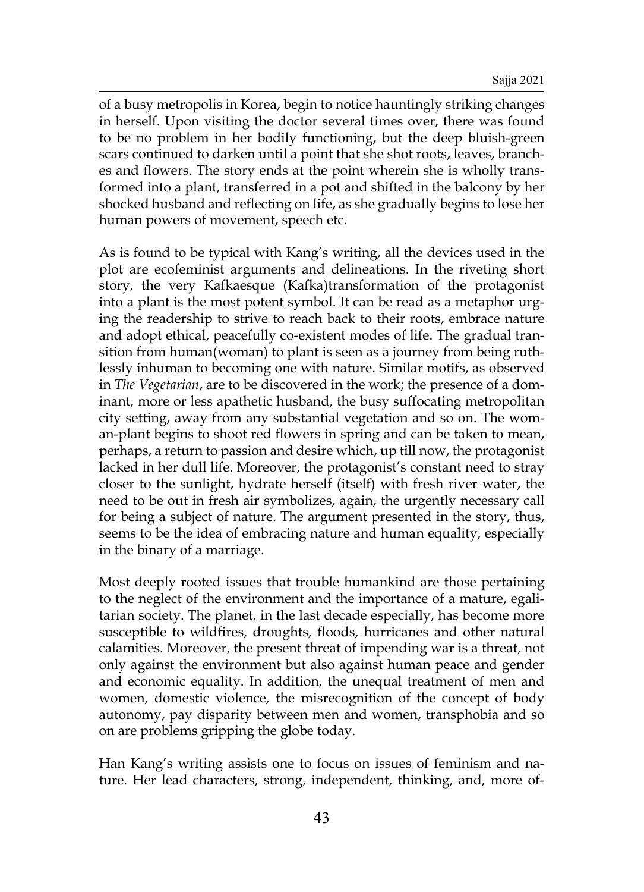of a busy metropolis in Korea, begin to notice hauntingly striking changes in herself. Upon visiting the doctor several times over, there was found to be no problem in her bodily functioning, but the deep bluish-green scars continued to darken until a point that she shot roots, leaves, branches and flowers. The story ends at the point wherein she is wholly transformed into a plant, transferred in a pot and shifted in the balcony by her shocked husband and reflecting on life, as she gradually begins to lose her human powers of movement, speech etc.

As is found to be typical with Kang's writing, all the devices used in the plot are ecofeminist arguments and delineations. In the riveting short story, the very Kafkaesque (Kafka)transformation of the protagonist into a plant is the most potent symbol. It can be read as a metaphor urging the readership to strive to reach back to their roots, embrace nature and adopt ethical, peacefully co-existent modes of life. The gradual transition from human(woman) to plant is seen as a journey from being ruthlessly inhuman to becoming one with nature. Similar motifs, as observed in *The Vegetarian*, are to be discovered in the work; the presence of a dominant, more or less apathetic husband, the busy suffocating metropolitan city setting, away from any substantial vegetation and so on. The woman-plant begins to shoot red flowers in spring and can be taken to mean, perhaps, a return to passion and desire which, up till now, the protagonist lacked in her dull life. Moreover, the protagonist's constant need to stray closer to the sunlight, hydrate herself (itself) with fresh river water, the need to be out in fresh air symbolizes, again, the urgently necessary call for being a subject of nature. The argument presented in the story, thus, seems to be the idea of embracing nature and human equality, especially in the binary of a marriage.

Most deeply rooted issues that trouble humankind are those pertaining to the neglect of the environment and the importance of a mature, egalitarian society. The planet, in the last decade especially, has become more susceptible to wildfires, droughts, floods, hurricanes and other natural calamities. Moreover, the present threat of impending war is a threat, not only against the environment but also against human peace and gender and economic equality. In addition, the unequal treatment of men and women, domestic violence, the misrecognition of the concept of body autonomy, pay disparity between men and women, transphobia and so on are problems gripping the globe today.

Han Kang's writing assists one to focus on issues of feminism and nature. Her lead characters, strong, independent, thinking, and, more of-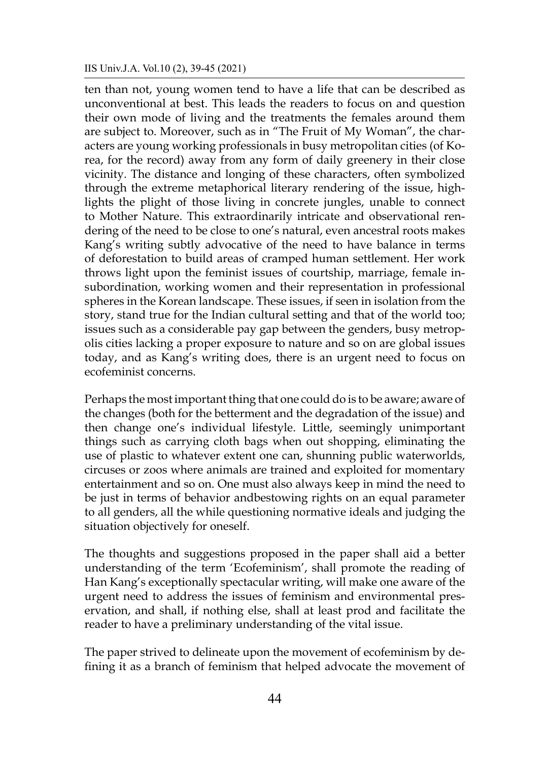ten than not, young women tend to have a life that can be described as unconventional at best. This leads the readers to focus on and question their own mode of living and the treatments the females around them are subject to. Moreover, such as in "The Fruit of My Woman", the characters are young working professionals in busy metropolitan cities (of Korea, for the record) away from any form of daily greenery in their close vicinity. The distance and longing of these characters, often symbolized through the extreme metaphorical literary rendering of the issue, highlights the plight of those living in concrete jungles, unable to connect to Mother Nature. This extraordinarily intricate and observational rendering of the need to be close to one's natural, even ancestral roots makes Kang's writing subtly advocative of the need to have balance in terms of deforestation to build areas of cramped human settlement. Her work throws light upon the feminist issues of courtship, marriage, female insubordination, working women and their representation in professional spheres in the Korean landscape. These issues, if seen in isolation from the story, stand true for the Indian cultural setting and that of the world too; issues such as a considerable pay gap between the genders, busy metropolis cities lacking a proper exposure to nature and so on are global issues today, and as Kang's writing does, there is an urgent need to focus on ecofeminist concerns.

Perhaps the most important thing that one could do is to be aware; aware of the changes (both for the betterment and the degradation of the issue) and then change one's individual lifestyle. Little, seemingly unimportant things such as carrying cloth bags when out shopping, eliminating the use of plastic to whatever extent one can, shunning public waterworlds, circuses or zoos where animals are trained and exploited for momentary entertainment and so on. One must also always keep in mind the need to be just in terms of behavior andbestowing rights on an equal parameter to all genders, all the while questioning normative ideals and judging the situation objectively for oneself.

The thoughts and suggestions proposed in the paper shall aid a better understanding of the term 'Ecofeminism', shall promote the reading of Han Kang's exceptionally spectacular writing, will make one aware of the urgent need to address the issues of feminism and environmental preservation, and shall, if nothing else, shall at least prod and facilitate the reader to have a preliminary understanding of the vital issue.

The paper strived to delineate upon the movement of ecofeminism by defining it as a branch of feminism that helped advocate the movement of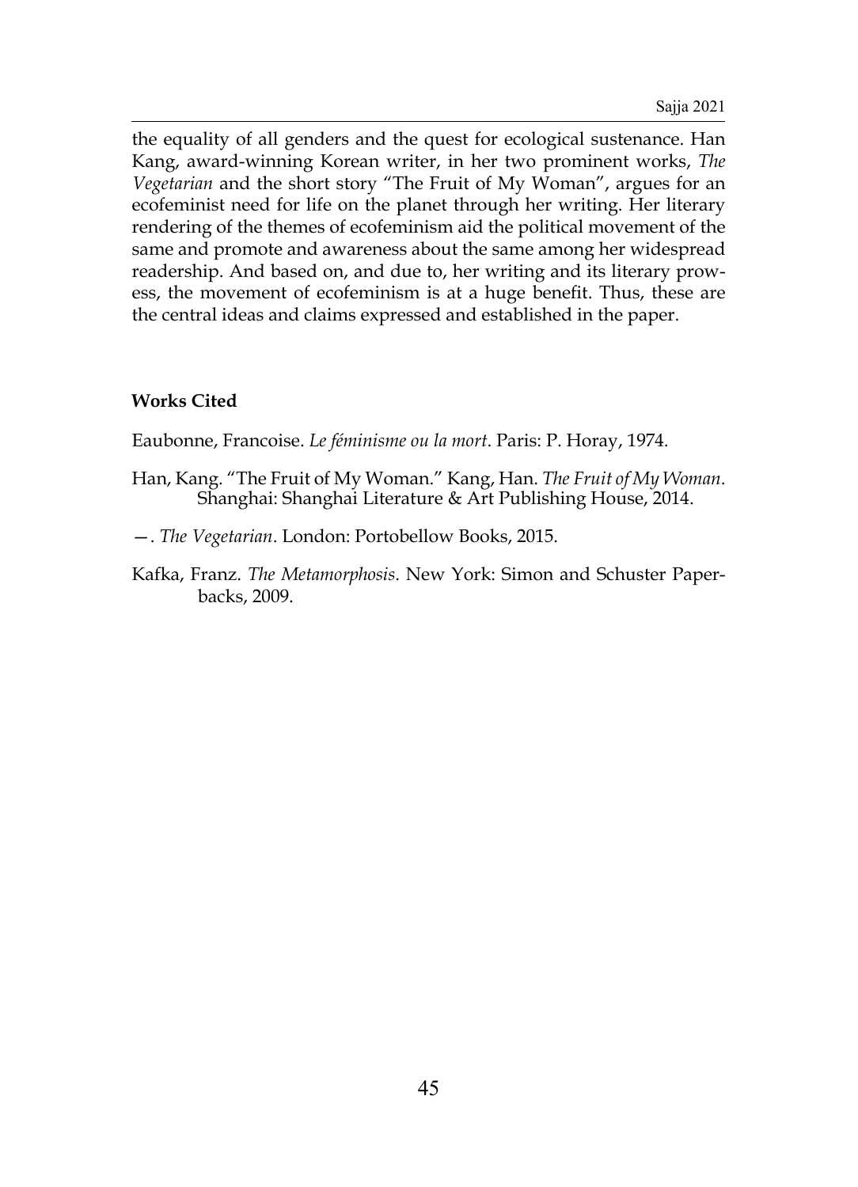the equality of all genders and the quest for ecological sustenance. Han Kang, award-winning Korean writer, in her two prominent works, *The Vegetarian* and the short story "The Fruit of My Woman", argues for an ecofeminist need for life on the planet through her writing. Her literary rendering of the themes of ecofeminism aid the political movement of the same and promote and awareness about the same among her widespread readership. And based on, and due to, her writing and its literary prowess, the movement of ecofeminism is at a huge benefit. Thus, these are the central ideas and claims expressed and established in the paper.

**Works Cited**

Eaubonne, Francoise. *Le féminisme ou la mort*. Paris: P. Horay, 1974.

Han, Kang. "The Fruit of My Woman." Kang, Han. *The Fruit of My Woman*. Shanghai: Shanghai Literature & Art Publishing House, 2014.

—. *The Vegetarian*. London: Portobellow Books, 2015.

Kafka, Franz. *The Metamorphosis*. New York: Simon and Schuster Paperbacks, 2009.